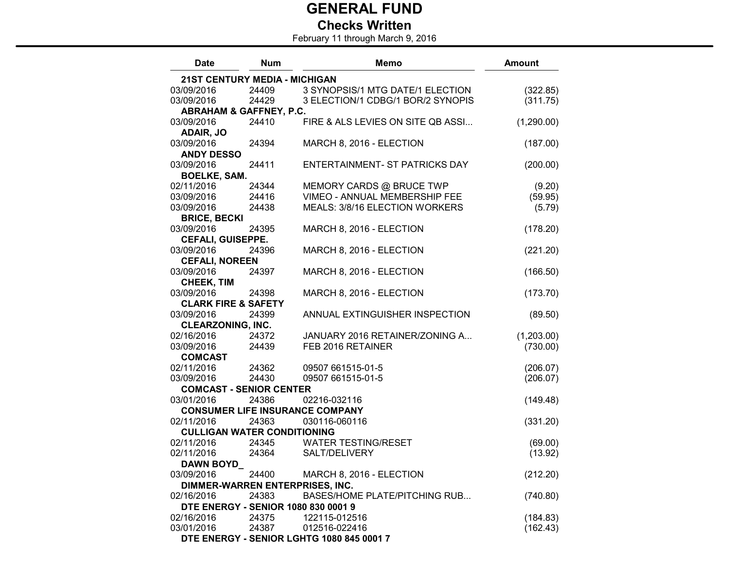# GENERAL FUND

## Checks Written

February 11 through March 9, 2016

| Date | Num | Memo | Amount |
|---|---|---|---|
| **21ST CENTURY MEDIA - MICHIGAN** | | | |
| 03/09/2016 | 24409 | 3 SYNOPSIS/1 MTG DATE/1 ELECTION | (322.85) |
| 03/09/2016 | 24429 | 3 ELECTION/1 CDBG/1 BOR/2 SYNOPIS | (311.75) |
| **ABRAHAM & GAFFNEY, P.C.** | | | |
| 03/09/2016 | 24410 | FIRE & ALS LEVIES ON SITE QB ASSI... | (1,290.00) |
| **ADAIR, JO** | | | |
| 03/09/2016 | 24394 | MARCH 8, 2016 - ELECTION | (187.00) |
| **ANDY DESSO** | | | |
| 03/09/2016 | 24411 | ENTERTAINMENT- ST PATRICKS DAY | (200.00) |
| **BOELKE, SAM.** | | | |
| 02/11/2016 | 24344 | MEMORY CARDS @ BRUCE TWP | (9.20) |
| 03/09/2016 | 24416 | VIMEO - ANNUAL MEMBERSHIP FEE | (59.95) |
| 03/09/2016 | 24438 | MEALS: 3/8/16 ELECTION WORKERS | (5.79) |
| **BRICE, BECKI** | | | |
| 03/09/2016 | 24395 | MARCH 8, 2016 - ELECTION | (178.20) |
| **CEFALI, GUISEPPE.** | | | |
| 03/09/2016 | 24396 | MARCH 8, 2016 - ELECTION | (221.20) |
| **CEFALI, NOREEN** | | | |
| 03/09/2016 | 24397 | MARCH 8, 2016 - ELECTION | (166.50) |
| **CHEEK, TIM** | | | |
| 03/09/2016 | 24398 | MARCH 8, 2016 - ELECTION | (173.70) |
| **CLARK FIRE & SAFETY** | | | |
| 03/09/2016 | 24399 | ANNUAL EXTINGUISHER INSPECTION | (89.50) |
| **CLEARZONING, INC.** | | | |
| 02/16/2016 | 24372 | JANUARY 2016 RETAINER/ZONING A... | (1,203.00) |
| 03/09/2016 | 24439 | FEB 2016 RETAINER | (730.00) |
| **COMCAST** | | | |
| 02/11/2016 | 24362 | 09507 661515-01-5 | (206.07) |
| 03/09/2016 | 24430 | 09507 661515-01-5 | (206.07) |
| **COMCAST - SENIOR CENTER** | | | |
| 03/01/2016 | 24386 | 02216-032116 | (149.48) |
| **CONSUMER LIFE INSURANCE COMPANY** | | | |
| 02/11/2016 | 24363 | 030116-060116 | (331.20) |
| **CULLIGAN WATER CONDITIONING** | | | |
| 02/11/2016 | 24345 | WATER TESTING/RESET | (69.00) |
| 02/11/2016 | 24364 | SALT/DELIVERY | (13.92) |
| **DAWN BOYD_** | | | |
| 03/09/2016 | 24400 | MARCH 8, 2016 - ELECTION | (212.20) |
| **DIMMER-WARREN ENTERPRISES, INC.** | | | |
| 02/16/2016 | 24383 | BASES/HOME PLATE/PITCHING RUB... | (740.80) |
| **DTE ENERGY - SENIOR 1080 830 0001 9** | | | |
| 02/16/2016 | 24375 | 122115-012516 | (184.83) |
| 03/01/2016 | 24387 | 012516-022416 | (162.43) |
| **DTE ENERGY - SENIOR LGHTG 1080 845 0001 7** | | | |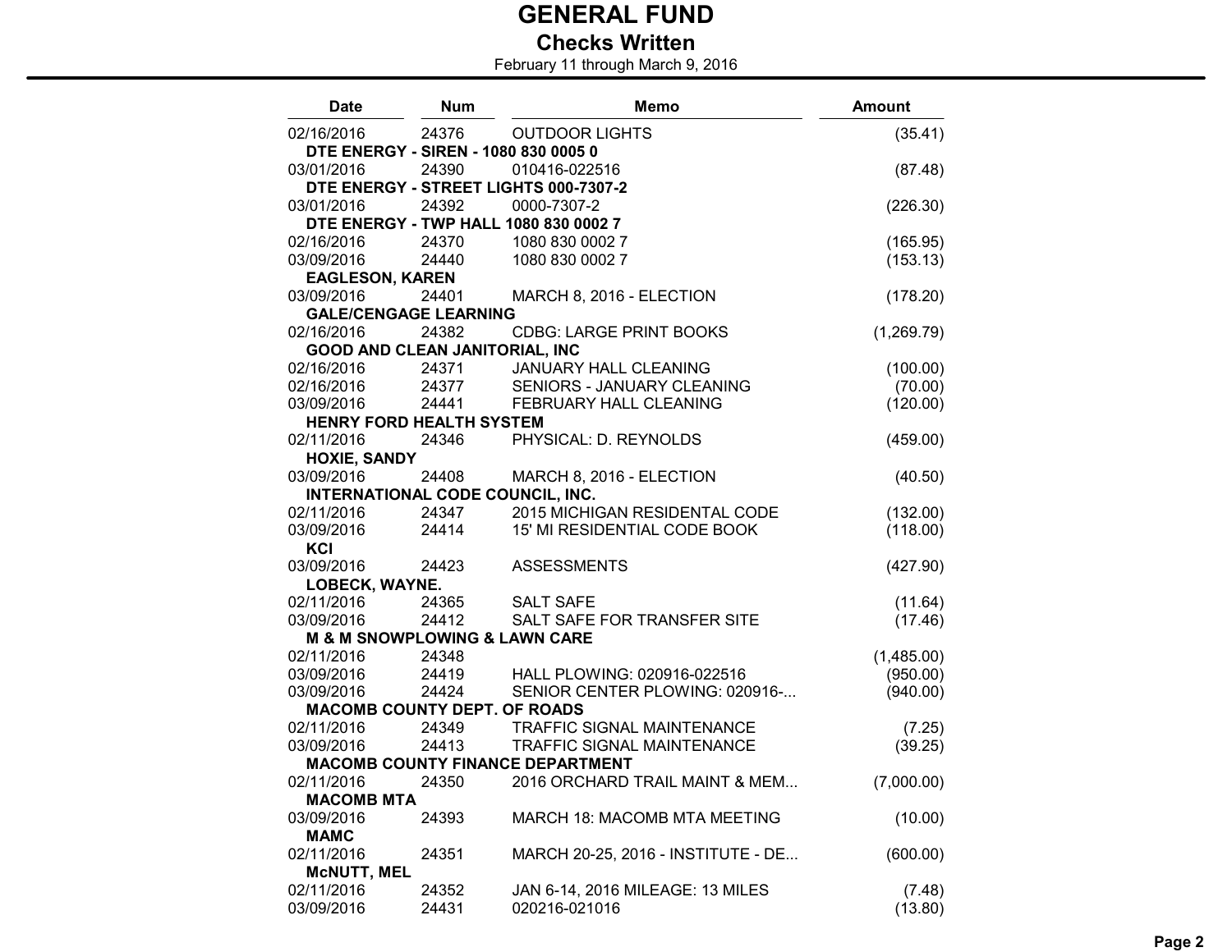# GENERAL FUND

## Checks Written

February 11 through March 9, 2016

| Date | Num | Memo | Amount |
|---|---|---|---|
| 02/16/2016 | 24376 | OUTDOOR LIGHTS | (35.41) |
| **DTE ENERGY - SIREN - 1080 830 0005 0** | | | |
| 03/01/2016 | 24390 | 010416-022516 | (87.48) |
| **DTE ENERGY - STREET LIGHTS 000-7307-2** | | | |
| 03/01/2016 | 24392 | 0000-7307-2 | (226.30) |
| **DTE ENERGY - TWP HALL 1080 830 0002 7** | | | |
| 02/16/2016 | 24370 | 1080 830 0002 7 | (165.95) |
| 03/09/2016 | 24440 | 1080 830 0002 7 | (153.13) |
| **EAGLESON, KAREN** | | | |
| 03/09/2016 | 24401 | MARCH 8, 2016 - ELECTION | (178.20) |
| **GALE/CENGAGE LEARNING** | | | |
| 02/16/2016 | 24382 | CDBG: LARGE PRINT BOOKS | (1,269.79) |
| **GOOD AND CLEAN JANITORIAL, INC** | | | |
| 02/16/2016 | 24371 | JANUARY HALL CLEANING | (100.00) |
| 02/16/2016 | 24377 | SENIORS - JANUARY CLEANING | (70.00) |
| 03/09/2016 | 24441 | FEBRUARY HALL CLEANING | (120.00) |
| **HENRY FORD HEALTH SYSTEM** | | | |
| 02/11/2016 | 24346 | PHYSICAL: D. REYNOLDS | (459.00) |
| **HOXIE, SANDY** | | | |
| 03/09/2016 | 24408 | MARCH 8, 2016 - ELECTION | (40.50) |
| **INTERNATIONAL CODE COUNCIL, INC.** | | | |
| 02/11/2016 | 24347 | 2015 MICHIGAN RESIDENTAL CODE | (132.00) |
| 03/09/2016 | 24414 | 15' MI RESIDENTIAL CODE BOOK | (118.00) |
| **KCI** | | | |
| 03/09/2016 | 24423 | ASSESSMENTS | (427.90) |
| **LOBECK, WAYNE.** | | | |
| 02/11/2016 | 24365 | SALT SAFE | (11.64) |
| 03/09/2016 | 24412 | SALT SAFE FOR TRANSFER SITE | (17.46) |
| **M & M SNOWPLOWING & LAWN CARE** | | | |
| 02/11/2016 | 24348 | | (1,485.00) |
| 03/09/2016 | 24419 | HALL PLOWING: 020916-022516 | (950.00) |
| 03/09/2016 | 24424 | SENIOR CENTER PLOWING: 020916-... | (940.00) |
| **MACOMB COUNTY DEPT. OF ROADS** | | | |
| 02/11/2016 | 24349 | TRAFFIC SIGNAL MAINTENANCE | (7.25) |
| 03/09/2016 | 24413 | TRAFFIC SIGNAL MAINTENANCE | (39.25) |
| **MACOMB COUNTY FINANCE DEPARTMENT** | | | |
| 02/11/2016 | 24350 | 2016 ORCHARD TRAIL MAINT & MEM... | (7,000.00) |
| **MACOMB MTA** | | | |
| 03/09/2016 | 24393 | MARCH 18: MACOMB MTA MEETING | (10.00) |
| **MAMC** | | | |
| 02/11/2016 | 24351 | MARCH 20-25, 2016 - INSTITUTE - DE... | (600.00) |
| **McNUTT, MEL** | | | |
| 02/11/2016 | 24352 | JAN 6-14, 2016 MILEAGE: 13 MILES | (7.48) |
| 03/09/2016 | 24431 | 020216-021016 | (13.80) |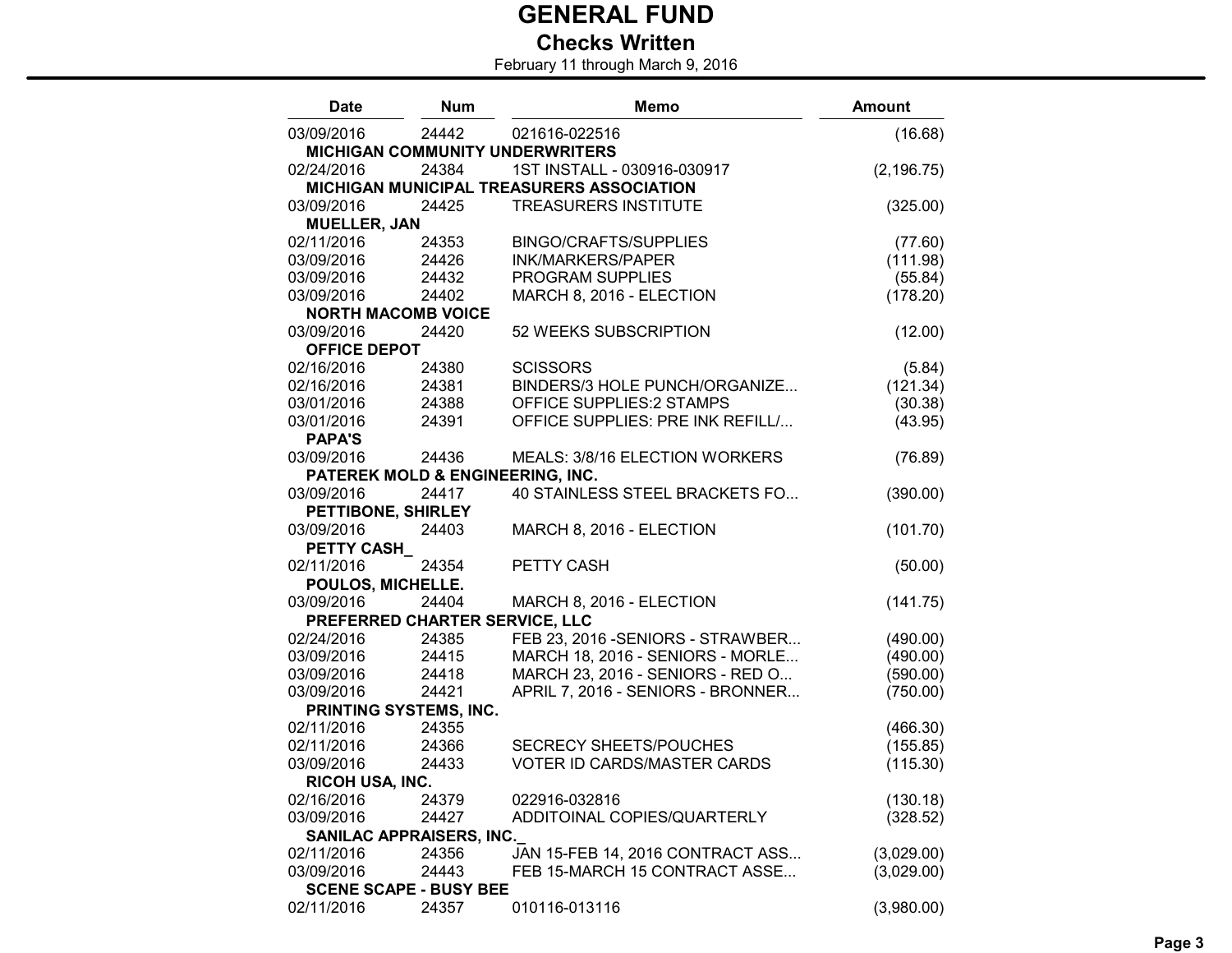# GENERAL FUND

## Checks Written

February 11 through March 9, 2016

| Date | Num | Memo | Amount |
|---|---|---|---|
| 03/09/2016 | 24442 | 021616-022516 | (16.68) |
| **MICHIGAN COMMUNITY UNDERWRITERS** | | | |
| 02/24/2016 | 24384 | 1ST INSTALL - 030916-030917 | (2,196.75) |
| **MICHIGAN MUNICIPAL TREASURERS ASSOCIATION** | | | |
| 03/09/2016 | 24425 | TREASURERS INSTITUTE | (325.00) |
| **MUELLER, JAN** | | | |
| 02/11/2016 | 24353 | BINGO/CRAFTS/SUPPLIES | (77.60) |
| 03/09/2016 | 24426 | INK/MARKERS/PAPER | (111.98) |
| 03/09/2016 | 24432 | PROGRAM SUPPLIES | (55.84) |
| 03/09/2016 | 24402 | MARCH 8, 2016 - ELECTION | (178.20) |
| **NORTH MACOMB VOICE** | | | |
| 03/09/2016 | 24420 | 52 WEEKS SUBSCRIPTION | (12.00) |
| **OFFICE DEPOT** | | | |
| 02/16/2016 | 24380 | SCISSORS | (5.84) |
| 02/16/2016 | 24381 | BINDERS/3 HOLE PUNCH/ORGANIZE... | (121.34) |
| 03/01/2016 | 24388 | OFFICE SUPPLIES:2 STAMPS | (30.38) |
| 03/01/2016 | 24391 | OFFICE SUPPLIES: PRE INK REFILL/... | (43.95) |
| **PAPA'S** | | | |
| 03/09/2016 | 24436 | MEALS: 3/8/16 ELECTION WORKERS | (76.89) |
| **PATEREK MOLD & ENGINEERING, INC.** | | | |
| 03/09/2016 | 24417 | 40 STAINLESS STEEL BRACKETS FO... | (390.00) |
| **PETTIBONE, SHIRLEY** | | | |
| 03/09/2016 | 24403 | MARCH 8, 2016 - ELECTION | (101.70) |
| **PETTY CASH_** | | | |
| 02/11/2016 | 24354 | PETTY CASH | (50.00) |
| **POULOS, MICHELLE.** | | | |
| 03/09/2016 | 24404 | MARCH 8, 2016 - ELECTION | (141.75) |
| **PREFERRED CHARTER SERVICE, LLC** | | | |
| 02/24/2016 | 24385 | FEB 23, 2016 -SENIORS - STRAWBER... | (490.00) |
| 03/09/2016 | 24415 | MARCH 18, 2016 - SENIORS - MORLE... | (490.00) |
| 03/09/2016 | 24418 | MARCH 23, 2016 - SENIORS - RED O... | (590.00) |
| 03/09/2016 | 24421 | APRIL 7, 2016 - SENIORS - BRONNER... | (750.00) |
| **PRINTING SYSTEMS, INC.** | | | |
| 02/11/2016 | 24355 | | (466.30) |
| 02/11/2016 | 24366 | SECRECY SHEETS/POUCHES | (155.85) |
| 03/09/2016 | 24433 | VOTER ID CARDS/MASTER CARDS | (115.30) |
| **RICOH USA, INC.** | | | |
| 02/16/2016 | 24379 | 022916-032816 | (130.18) |
| 03/09/2016 | 24427 | ADDITOINAL COPIES/QUARTERLY | (328.52) |
| **SANILAC APPRAISERS, INC._** | | | |
| 02/11/2016 | 24356 | JAN 15-FEB 14, 2016 CONTRACT ASS... | (3,029.00) |
| 03/09/2016 | 24443 | FEB 15-MARCH 15 CONTRACT ASSE... | (3,029.00) |
| **SCENE SCAPE - BUSY BEE** | | | |
| 02/11/2016 | 24357 | 010116-013116 | (3,980.00) |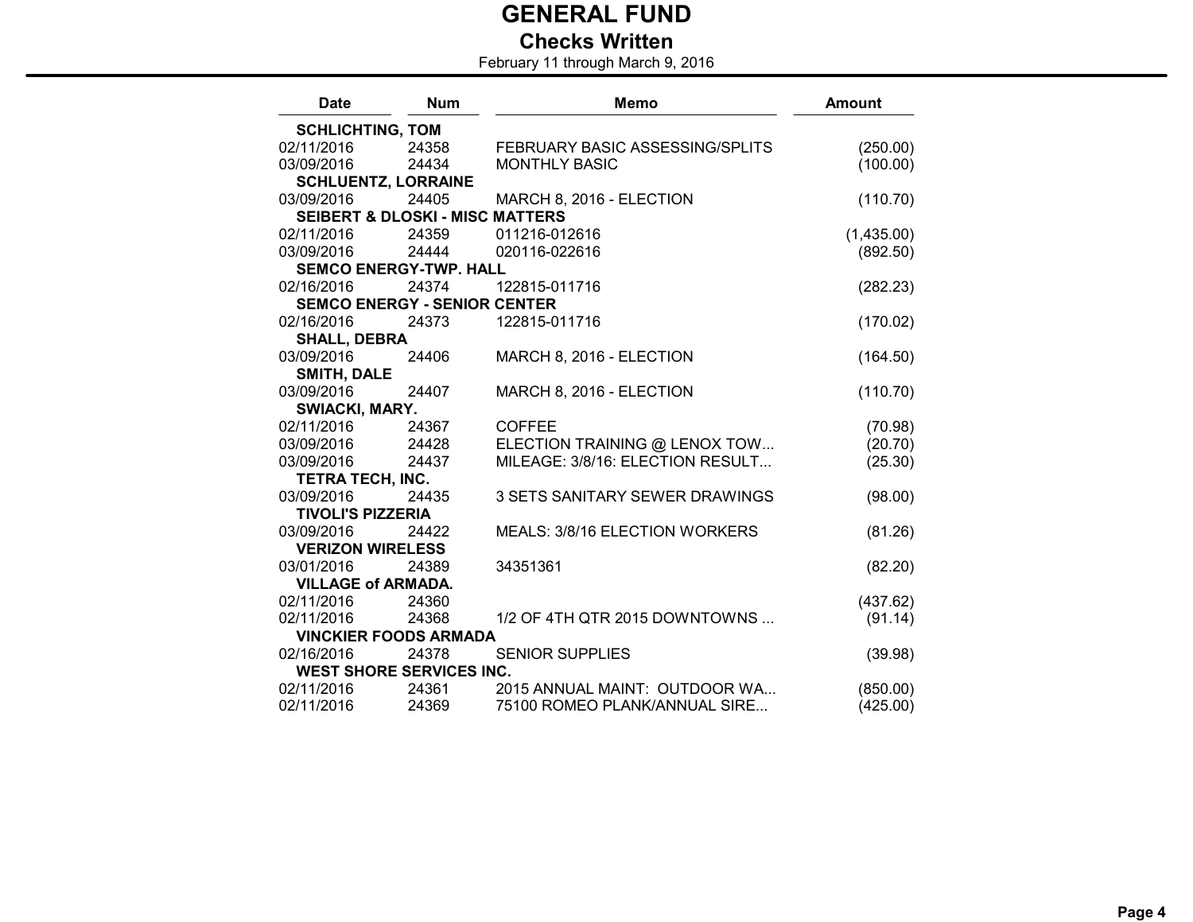# GENERAL FUND

## Checks Written

February 11 through March 9, 2016

| Date | Num | Memo | Amount |
|---|---|---|---|
| **SCHLICHTING, TOM** | | | |
| 02/11/2016 | 24358 | FEBRUARY BASIC ASSESSING/SPLITS | (250.00) |
| 03/09/2016 | 24434 | MONTHLY BASIC | (100.00) |
| **SCHLUENTZ, LORRAINE** | | | |
| 03/09/2016 | 24405 | MARCH 8, 2016 - ELECTION | (110.70) |
| **SEIBERT & DLOSKI - MISC MATTERS** | | | |
| 02/11/2016 | 24359 | 011216-012616 | (1,435.00) |
| 03/09/2016 | 24444 | 020116-022616 | (892.50) |
| **SEMCO ENERGY-TWP. HALL** | | | |
| 02/16/2016 | 24374 | 122815-011716 | (282.23) |
| **SEMCO ENERGY - SENIOR CENTER** | | | |
| 02/16/2016 | 24373 | 122815-011716 | (170.02) |
| **SHALL, DEBRA** | | | |
| 03/09/2016 | 24406 | MARCH 8, 2016 - ELECTION | (164.50) |
| **SMITH, DALE** | | | |
| 03/09/2016 | 24407 | MARCH 8, 2016 - ELECTION | (110.70) |
| **SWIACKI, MARY.** | | | |
| 02/11/2016 | 24367 | COFFEE | (70.98) |
| 03/09/2016 | 24428 | ELECTION TRAINING @ LENOX TOW... | (20.70) |
| 03/09/2016 | 24437 | MILEAGE: 3/8/16: ELECTION RESULT... | (25.30) |
| **TETRA TECH, INC.** | | | |
| 03/09/2016 | 24435 | 3 SETS SANITARY SEWER DRAWINGS | (98.00) |
| **TIVOLI'S PIZZERIA** | | | |
| 03/09/2016 | 24422 | MEALS: 3/8/16 ELECTION WORKERS | (81.26) |
| **VERIZON WIRELESS** | | | |
| 03/01/2016 | 24389 | 34351361 | (82.20) |
| **VILLAGE of ARMADA.** | | | |
| 02/11/2016 | 24360 | | (437.62) |
| 02/11/2016 | 24368 | 1/2 OF 4TH QTR 2015 DOWNTOWNS ... | (91.14) |
| **VINCKIER FOODS ARMADA** | | | |
| 02/16/2016 | 24378 | SENIOR SUPPLIES | (39.98) |
| **WEST SHORE SERVICES INC.** | | | |
| 02/11/2016 | 24361 | 2015 ANNUAL MAINT: OUTDOOR WA... | (850.00) |
| 02/11/2016 | 24369 | 75100 ROMEO PLANK/ANNUAL SIRE... | (425.00) |